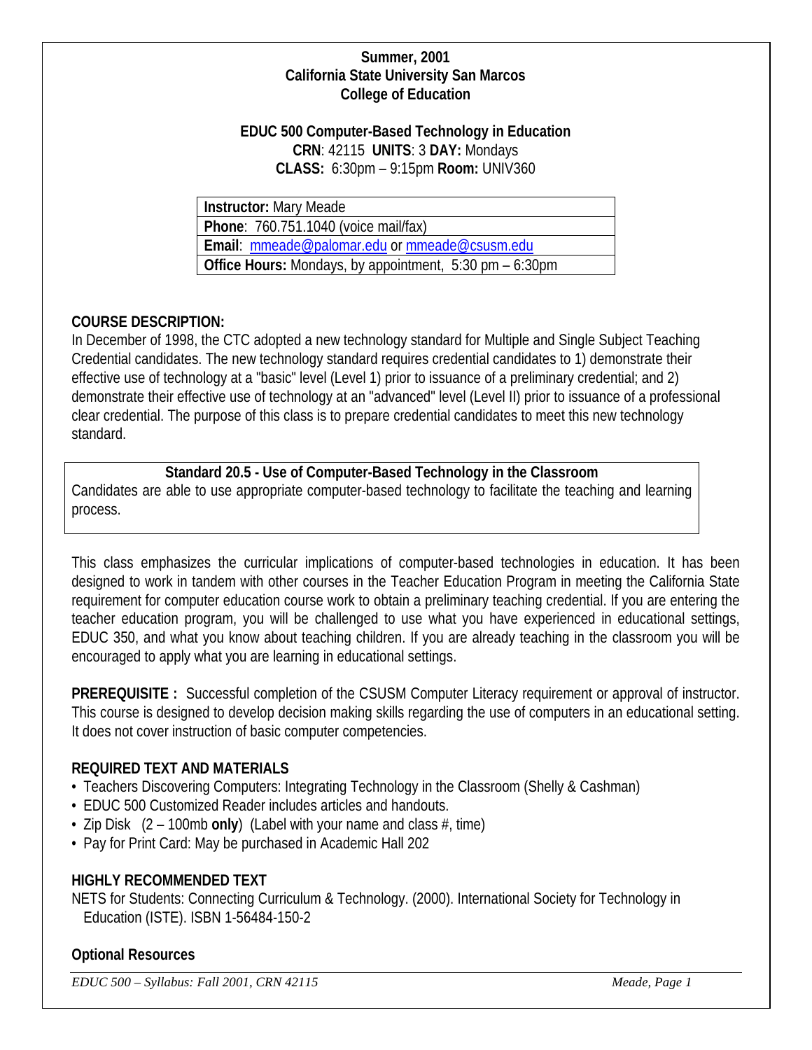**Summer, 2001**
**California State University San Marcos**
**College of Education**

**EDUC 500 Computer-Based Technology in Education**
**CRN**: 42115 **UNITS**: 3 **DAY:** Mondays
**CLASS:** 6:30pm – 9:15pm **Room:** UNIV360

| **Instructor:** Mary Meade |
|---|
| **Phone**: 760.751.1040 (voice mail/fax) |
| **Email**: mmeade@palomar.edu or mmeade@csusm.edu |
| **Office Hours:** Mondays, by appointment, 5:30 pm – 6:30pm |

## COURSE DESCRIPTION:

In December of 1998, the CTC adopted a new technology standard for Multiple and Single Subject Teaching Credential candidates. The new technology standard requires credential candidates to 1) demonstrate their effective use of technology at a "basic" level (Level 1) prior to issuance of a preliminary credential; and 2) demonstrate their effective use of technology at an "advanced" level (Level II) prior to issuance of a professional clear credential. The purpose of this class is to prepare credential candidates to meet this new technology standard.

**Standard 20.5 - Use of Computer-Based Technology in the Classroom**
Candidates are able to use appropriate computer-based technology to facilitate the teaching and learning process.

This class emphasizes the curricular implications of computer-based technologies in education. It has been designed to work in tandem with other courses in the Teacher Education Program in meeting the California State requirement for computer education course work to obtain a preliminary teaching credential. If you are entering the teacher education program, you will be challenged to use what you have experienced in educational settings, EDUC 350, and what you know about teaching children. If you are already teaching in the classroom you will be encouraged to apply what you are learning in educational settings.

**PREREQUISITE :** Successful completion of the CSUSM Computer Literacy requirement or approval of instructor. This course is designed to develop decision making skills regarding the use of computers in an educational setting. It does not cover instruction of basic computer competencies.

## REQUIRED TEXT AND MATERIALS

- Teachers Discovering Computers: Integrating Technology in the Classroom (Shelly & Cashman)
- EDUC 500 Customized Reader includes articles and handouts.
- Zip Disk (2 – 100mb **only**) (Label with your name and class #, time)
- Pay for Print Card: May be purchased in Academic Hall 202

## HIGHLY RECOMMENDED TEXT

NETS for Students: Connecting Curriculum & Technology. (2000). International Society for Technology in Education (ISTE). ISBN 1-56484-150-2

## Optional Resources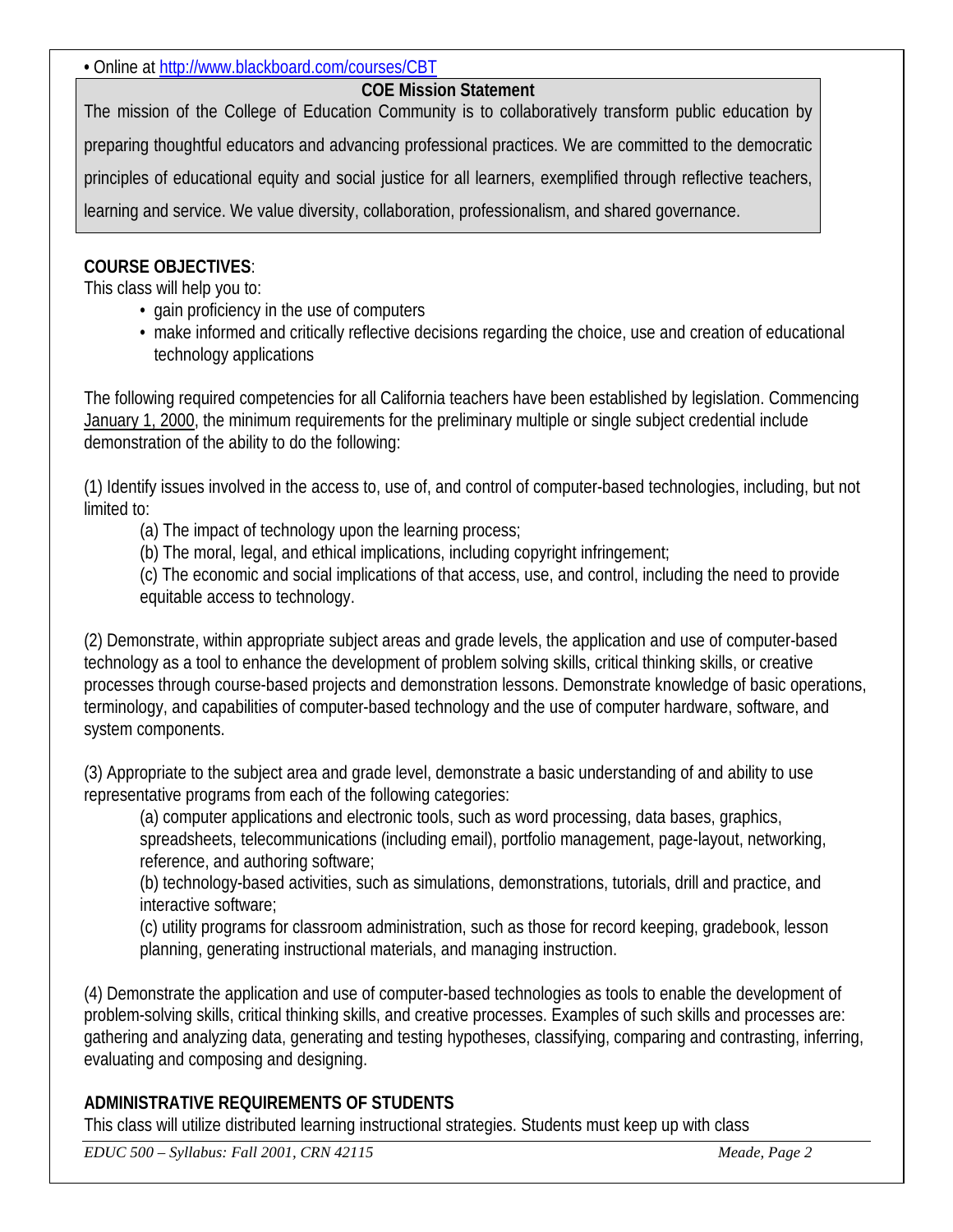• Online at http://www.blackboard.com/courses/CBT

**COE Mission Statement**

The mission of the College of Education Community is to collaboratively transform public education by preparing thoughtful educators and advancing professional practices. We are committed to the democratic principles of educational equity and social justice for all learners, exemplified through reflective teachers, learning and service. We value diversity, collaboration, professionalism, and shared governance.

**COURSE OBJECTIVES**:

This class will help you to:

- gain proficiency in the use of computers
- make informed and critically reflective decisions regarding the choice, use and creation of educational technology applications

The following required competencies for all California teachers have been established by legislation. Commencing January 1, 2000, the minimum requirements for the preliminary multiple or single subject credential include demonstration of the ability to do the following:

(1) Identify issues involved in the access to, use of, and control of computer-based technologies, including, but not limited to:

(a) The impact of technology upon the learning process;

(b) The moral, legal, and ethical implications, including copyright infringement;

(c) The economic and social implications of that access, use, and control, including the need to provide equitable access to technology.

(2) Demonstrate, within appropriate subject areas and grade levels, the application and use of computer-based technology as a tool to enhance the development of problem solving skills, critical thinking skills, or creative processes through course-based projects and demonstration lessons. Demonstrate knowledge of basic operations, terminology, and capabilities of computer-based technology and the use of computer hardware, software, and system components.

(3) Appropriate to the subject area and grade level, demonstrate a basic understanding of and ability to use representative programs from each of the following categories:

(a) computer applications and electronic tools, such as word processing, data bases, graphics, spreadsheets, telecommunications (including email), portfolio management, page-layout, networking, reference, and authoring software;

(b) technology-based activities, such as simulations, demonstrations, tutorials, drill and practice, and interactive software;

(c) utility programs for classroom administration, such as those for record keeping, gradebook, lesson planning, generating instructional materials, and managing instruction.

(4) Demonstrate the application and use of computer-based technologies as tools to enable the development of problem-solving skills, critical thinking skills, and creative processes. Examples of such skills and processes are: gathering and analyzing data, generating and testing hypotheses, classifying, comparing and contrasting, inferring, evaluating and composing and designing.

**ADMINISTRATIVE REQUIREMENTS OF STUDENTS**

This class will utilize distributed learning instructional strategies. Students must keep up with class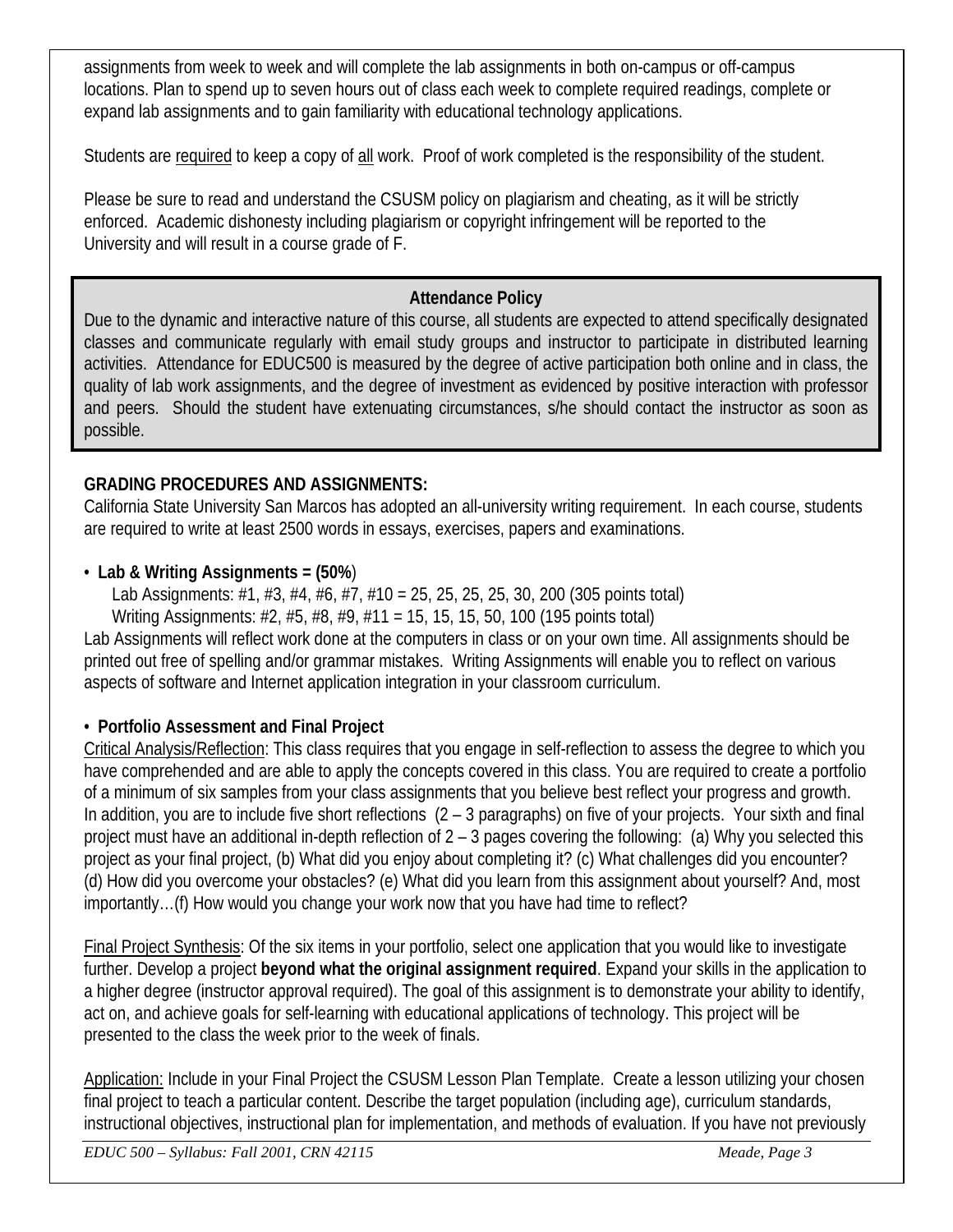assignments from week to week and will complete the lab assignments in both on-campus or off-campus locations. Plan to spend up to seven hours out of class each week to complete required readings, complete or expand lab assignments and to gain familiarity with educational technology applications.

Students are required to keep a copy of all work. Proof of work completed is the responsibility of the student.

Please be sure to read and understand the CSUSM policy on plagiarism and cheating, as it will be strictly enforced. Academic dishonesty including plagiarism or copyright infringement will be reported to the University and will result in a course grade of F.

**Attendance Policy**

Due to the dynamic and interactive nature of this course, all students are expected to attend specifically designated classes and communicate regularly with email study groups and instructor to participate in distributed learning activities. Attendance for EDUC500 is measured by the degree of active participation both online and in class, the quality of lab work assignments, and the degree of investment as evidenced by positive interaction with professor and peers. Should the student have extenuating circumstances, s/he should contact the instructor as soon as possible.

**GRADING PROCEDURES AND ASSIGNMENTS:**

California State University San Marcos has adopted an all-university writing requirement. In each course, students are required to write at least 2500 words in essays, exercises, papers and examinations.

- **Lab & Writing Assignments = (50%**)

  Lab Assignments: #1, #3, #4, #6, #7, #10 = 25, 25, 25, 25, 30, 200 (305 points total)

  Writing Assignments: #2, #5, #8, #9, #11 = 15, 15, 15, 50, 100 (195 points total)

Lab Assignments will reflect work done at the computers in class or on your own time. All assignments should be printed out free of spelling and/or grammar mistakes. Writing Assignments will enable you to reflect on various aspects of software and Internet application integration in your classroom curriculum.

- **Portfolio Assessment and Final Project**

Critical Analysis/Reflection: This class requires that you engage in self-reflection to assess the degree to which you have comprehended and are able to apply the concepts covered in this class. You are required to create a portfolio of a minimum of six samples from your class assignments that you believe best reflect your progress and growth. In addition, you are to include five short reflections (2 – 3 paragraphs) on five of your projects. Your sixth and final project must have an additional in-depth reflection of 2 – 3 pages covering the following: (a) Why you selected this project as your final project, (b) What did you enjoy about completing it? (c) What challenges did you encounter? (d) How did you overcome your obstacles? (e) What did you learn from this assignment about yourself? And, most importantly…(f) How would you change your work now that you have had time to reflect?

Final Project Synthesis: Of the six items in your portfolio, select one application that you would like to investigate further. Develop a project **beyond what the original assignment required**. Expand your skills in the application to a higher degree (instructor approval required). The goal of this assignment is to demonstrate your ability to identify, act on, and achieve goals for self-learning with educational applications of technology. This project will be presented to the class the week prior to the week of finals.

Application: Include in your Final Project the CSUSM Lesson Plan Template. Create a lesson utilizing your chosen final project to teach a particular content. Describe the target population (including age), curriculum standards, instructional objectives, instructional plan for implementation, and methods of evaluation. If you have not previously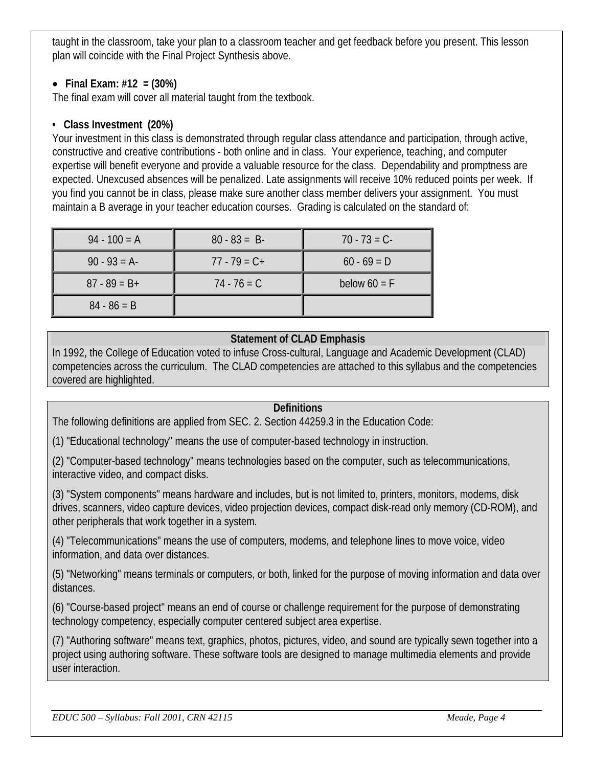taught in the classroom, take your plan to a classroom teacher and get feedback before you present. This lesson plan will coincide with the Final Project Synthesis above.

- **Final Exam: #12 = (30%)**

The final exam will cover all material taught from the textbook.

- **Class Investment (20%)**

Your investment in this class is demonstrated through regular class attendance and participation, through active, constructive and creative contributions - both online and in class. Your experience, teaching, and computer expertise will benefit everyone and provide a valuable resource for the class. Dependability and promptness are expected. Unexcused absences will be penalized. Late assignments will receive 10% reduced points per week. If you find you cannot be in class, please make sure another class member delivers your assignment. You must maintain a B average in your teacher education courses. Grading is calculated on the standard of:

| | | |
|---|---|---|
| 94 - 100 = A | 80 - 83 = B- | 70 - 73 = C- |
| 90 - 93 = A- | 77 - 79 = C+ | 60 - 69 = D |
| 87 - 89 = B+ | 74 - 76 = C | below 60 = F |
| 84 - 86 = B | | |

**Statement of CLAD Emphasis**

In 1992, the College of Education voted to infuse Cross-cultural, Language and Academic Development (CLAD) competencies across the curriculum. The CLAD competencies are attached to this syllabus and the competencies covered are highlighted.

**Definitions**

The following definitions are applied from SEC. 2. Section 44259.3 in the Education Code:

(1) "Educational technology" means the use of computer-based technology in instruction.

(2) "Computer-based technology" means technologies based on the computer, such as telecommunications, interactive video, and compact disks.

(3) "System components" means hardware and includes, but is not limited to, printers, monitors, modems, disk drives, scanners, video capture devices, video projection devices, compact disk-read only memory (CD-ROM), and other peripherals that work together in a system.

(4) "Telecommunications" means the use of computers, modems, and telephone lines to move voice, video information, and data over distances.

(5) "Networking" means terminals or computers, or both, linked for the purpose of moving information and data over distances.

(6) "Course-based project" means an end of course or challenge requirement for the purpose of demonstrating technology competency, especially computer centered subject area expertise.

(7) "Authoring software" means text, graphics, photos, pictures, video, and sound are typically sewn together into a project using authoring software. These software tools are designed to manage multimedia elements and provide user interaction.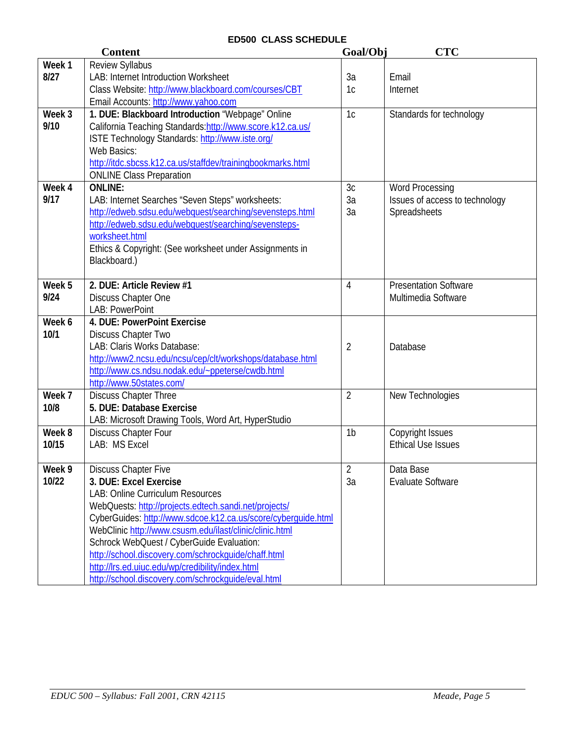## ED500 CLASS SCHEDULE

| | Content | Goal/Obj | CTC |
|---|---|---|---|
| **Week 1 8/27** | Review Syllabus<br>LAB: Internet Introduction Worksheet<br>Class Website: http://www.blackboard.com/courses/CBT<br>Email Accounts: http://www.yahoo.com | <br>3a<br>1c | <br>Email<br>Internet |
| **Week 3 9/10** | **1. DUE: Blackboard Introduction** "Webpage" Online<br>California Teaching Standards:http://www.score.k12.ca.us/<br>ISTE Technology Standards: http://www.iste.org/<br>Web Basics:<br>http://itdc.sbcss.k12.ca.us/staffdev/trainingbookmarks.html<br>ONLINE Class Preparation | 1c | Standards for technology |
| **Week 4 9/17** | **ONLINE:**<br>LAB: Internet Searches "Seven Steps" worksheets:<br>http://edweb.sdsu.edu/webquest/searching/sevensteps.html<br>http://edweb.sdsu.edu/webquest/searching/sevensteps-worksheet.html<br>Ethics & Copyright: (See worksheet under Assignments in Blackboard.) | 3c<br>3a<br>3a | Word Processing<br>Issues of access to technology<br>Spreadsheets |
| **Week 5 9/24** | **2. DUE: Article Review #1**<br>Discuss Chapter One<br>LAB: PowerPoint | 4 | Presentation Software<br>Multimedia Software |
| **Week 6 10/1** | **4. DUE: PowerPoint Exercise**<br>Discuss Chapter Two<br>LAB: Claris Works Database:<br>http://www2.ncsu.edu/ncsu/cep/clt/workshops/database.html<br>http://www.cs.ndsu.nodak.edu/~ppeterse/cwdb.html<br>http://www.50states.com/ | <br><br>2 | <br><br>Database |
| **Week 7 10/8** | Discuss Chapter Three<br>**5. DUE: Database Exercise**<br>LAB: Microsoft Drawing Tools, Word Art, HyperStudio | 2 | New Technologies |
| **Week 8 10/15** | Discuss Chapter Four<br>LAB: MS Excel | 1b | Copyright Issues<br>Ethical Use Issues |
| **Week 9 10/22** | Discuss Chapter Five<br>**3. DUE: Excel Exercise**<br>LAB: Online Curriculum Resources<br>WebQuests: http://projects.edtech.sandi.net/projects/<br>CyberGuides: http://www.sdcoe.k12.ca.us/score/cyberguide.html<br>WebClinic http://www.csusm.edu/ilast/clinic/clinic.html<br>Schrock WebQuest / CyberGuide Evaluation:<br>http://school.discovery.com/schrockguide/chaff.html<br>http://lrs.ed.uiuc.edu/wp/credibility/index.html<br>http://school.discovery.com/schrockguide/eval.html | 2<br>3a | Data Base<br>Evaluate Software |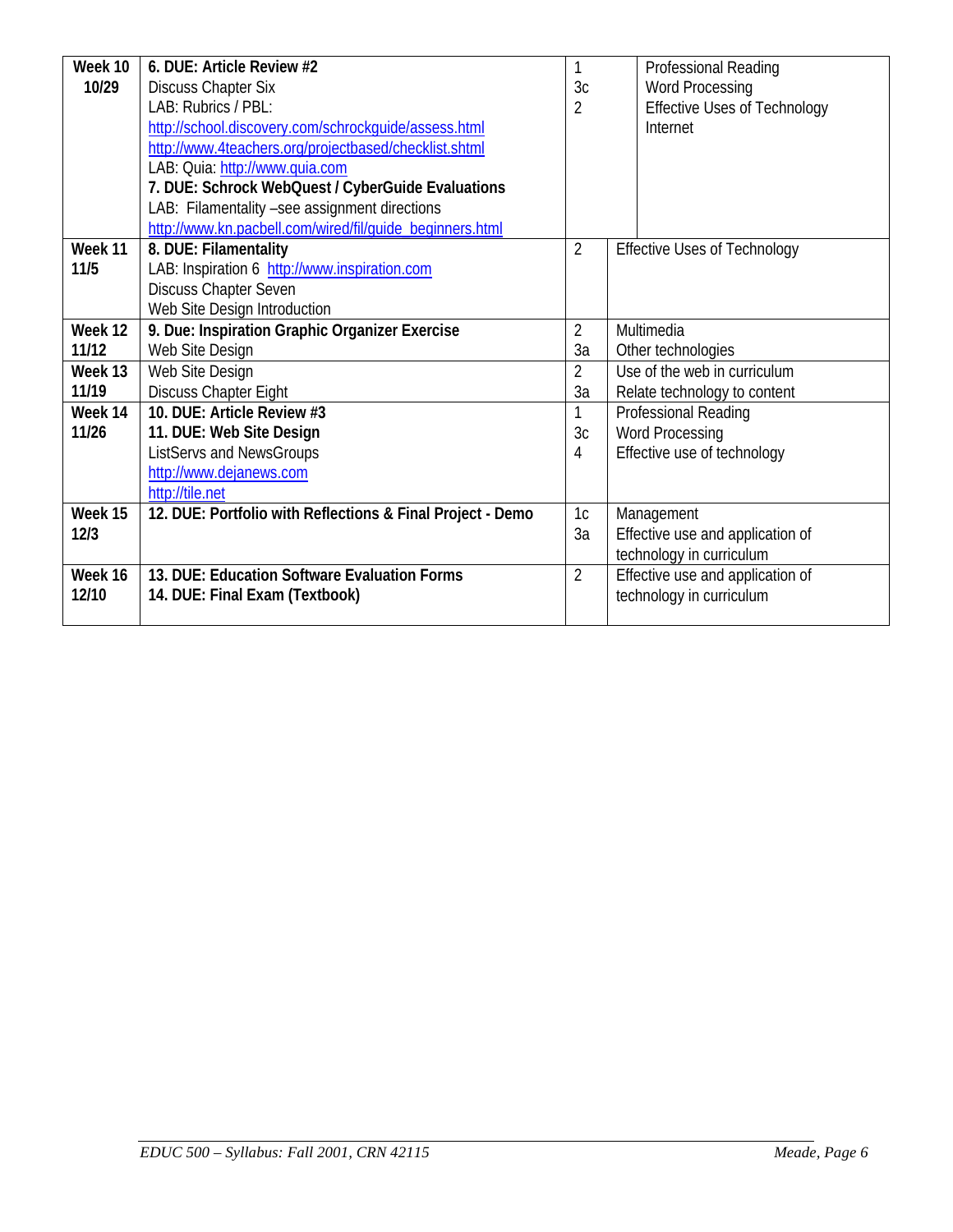| | | | |
|---|---|---|---|
| **Week 10** **10/29** | **6. DUE: Article Review #2**<br>Discuss Chapter Six<br>LAB: Rubrics / PBL:<br>http://school.discovery.com/schrockguide/assess.html<br>http://www.4teachers.org/projectbased/checklist.shtml<br>LAB: Quia: http://www.quia.com<br>**7. DUE: Schrock WebQuest / CyberGuide Evaluations**<br>LAB: Filamentality –see assignment directions<br>http://www.kn.pacbell.com/wired/fil/guide_beginners.html | 1<br>3c<br>2 | Professional Reading<br>Word Processing<br>Effective Uses of Technology<br>Internet |
| **Week 11** **11/5** | **8. DUE: Filamentality**<br>LAB: Inspiration 6 http://www.inspiration.com<br>Discuss Chapter Seven<br>Web Site Design Introduction | 2 | Effective Uses of Technology |
| **Week 12** **11/12** | **9. Due: Inspiration Graphic Organizer Exercise**<br>Web Site Design | 2<br>3a | Multimedia<br>Other technologies |
| **Week 13** **11/19** | Web Site Design<br>Discuss Chapter Eight | 2<br>3a | Use of the web in curriculum<br>Relate technology to content |
| **Week 14** **11/26** | **10. DUE: Article Review #3**<br>**11. DUE: Web Site Design**<br>ListServs and NewsGroups<br>http://www.dejanews.com<br>http://tile.net | 1<br>3c<br>4 | Professional Reading<br>Word Processing<br>Effective use of technology |
| **Week 15** **12/3** | **12. DUE: Portfolio with Reflections & Final Project - Demo** | 1c<br>3a | Management<br>Effective use and application of technology in curriculum |
| **Week 16** **12/10** | **13. DUE: Education Software Evaluation Forms**<br>**14. DUE: Final Exam (Textbook)** | 2 | Effective use and application of technology in curriculum |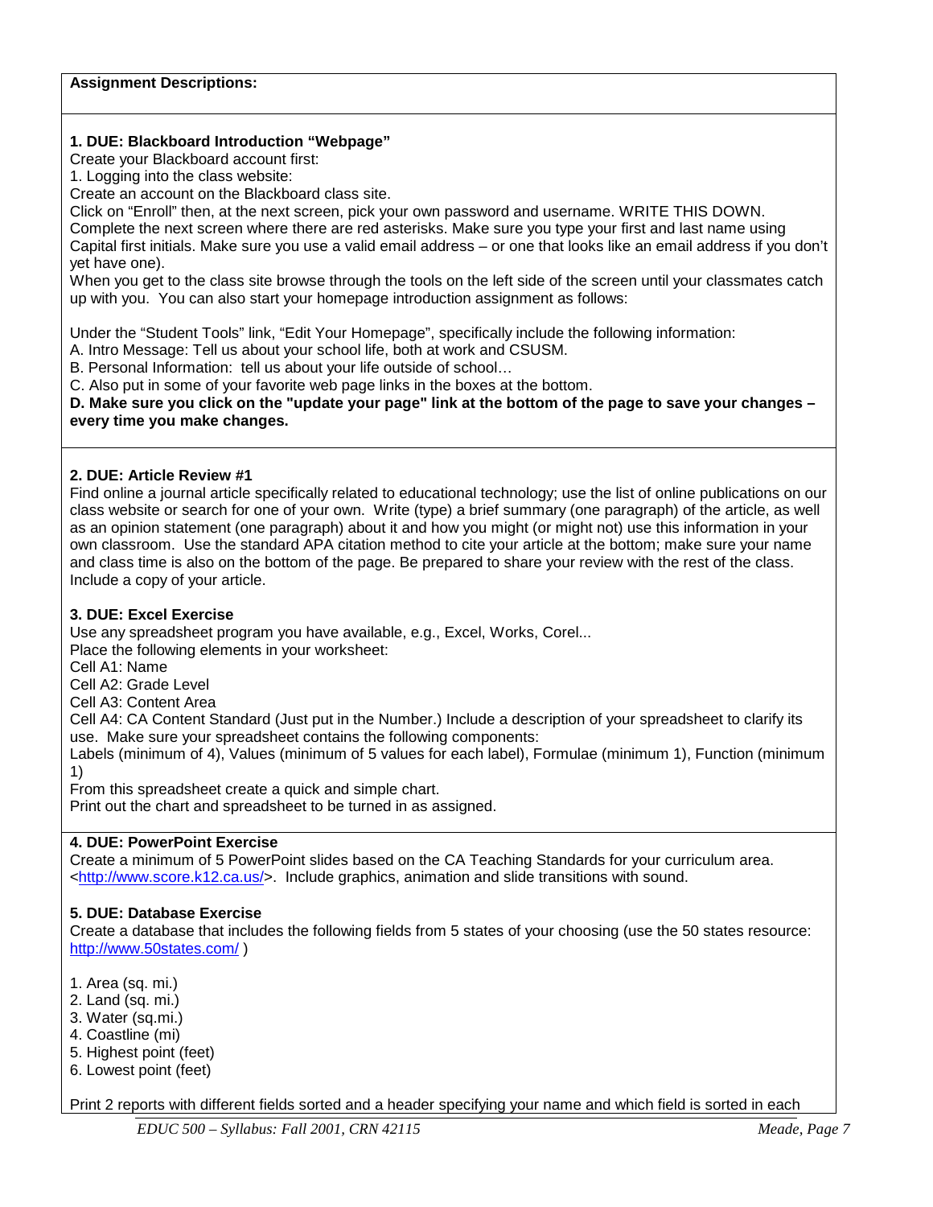**Assignment Descriptions:**

**1. DUE: Blackboard Introduction "Webpage"**

Create your Blackboard account first:

1. Logging into the class website:

Create an account on the Blackboard class site.

Click on "Enroll" then, at the next screen, pick your own password and username. WRITE THIS DOWN.

Complete the next screen where there are red asterisks. Make sure you type your first and last name using Capital first initials. Make sure you use a valid email address – or one that looks like an email address if you don't yet have one).

When you get to the class site browse through the tools on the left side of the screen until your classmates catch up with you. You can also start your homepage introduction assignment as follows:

Under the "Student Tools" link, "Edit Your Homepage", specifically include the following information:

A. Intro Message: Tell us about your school life, both at work and CSUSM.

B. Personal Information: tell us about your life outside of school…

C. Also put in some of your favorite web page links in the boxes at the bottom.

**D. Make sure you click on the "update your page" link at the bottom of the page to save your changes – every time you make changes.**

**2. DUE: Article Review #1**

Find online a journal article specifically related to educational technology; use the list of online publications on our class website or search for one of your own. Write (type) a brief summary (one paragraph) of the article, as well as an opinion statement (one paragraph) about it and how you might (or might not) use this information in your own classroom. Use the standard APA citation method to cite your article at the bottom; make sure your name and class time is also on the bottom of the page. Be prepared to share your review with the rest of the class. Include a copy of your article.

**3. DUE: Excel Exercise**

Use any spreadsheet program you have available, e.g., Excel, Works, Corel...

Place the following elements in your worksheet:

Cell A1: Name

Cell A2: Grade Level

Cell A3: Content Area

Cell A4: CA Content Standard (Just put in the Number.) Include a description of your spreadsheet to clarify its use. Make sure your spreadsheet contains the following components:

Labels (minimum of 4), Values (minimum of 5 values for each label), Formulae (minimum 1), Function (minimum 1)

From this spreadsheet create a quick and simple chart.

Print out the chart and spreadsheet to be turned in as assigned.

**4. DUE: PowerPoint Exercise**

Create a minimum of 5 PowerPoint slides based on the CA Teaching Standards for your curriculum area. <http://www.score.k12.ca.us/>. Include graphics, animation and slide transitions with sound.

**5. DUE: Database Exercise**

Create a database that includes the following fields from 5 states of your choosing (use the 50 states resource: http://www.50states.com/ )

1. Area (sq. mi.)
2. Land (sq. mi.)
3. Water (sq.mi.)
4. Coastline (mi)
5. Highest point (feet)
6. Lowest point (feet)

Print 2 reports with different fields sorted and a header specifying your name and which field is sorted in each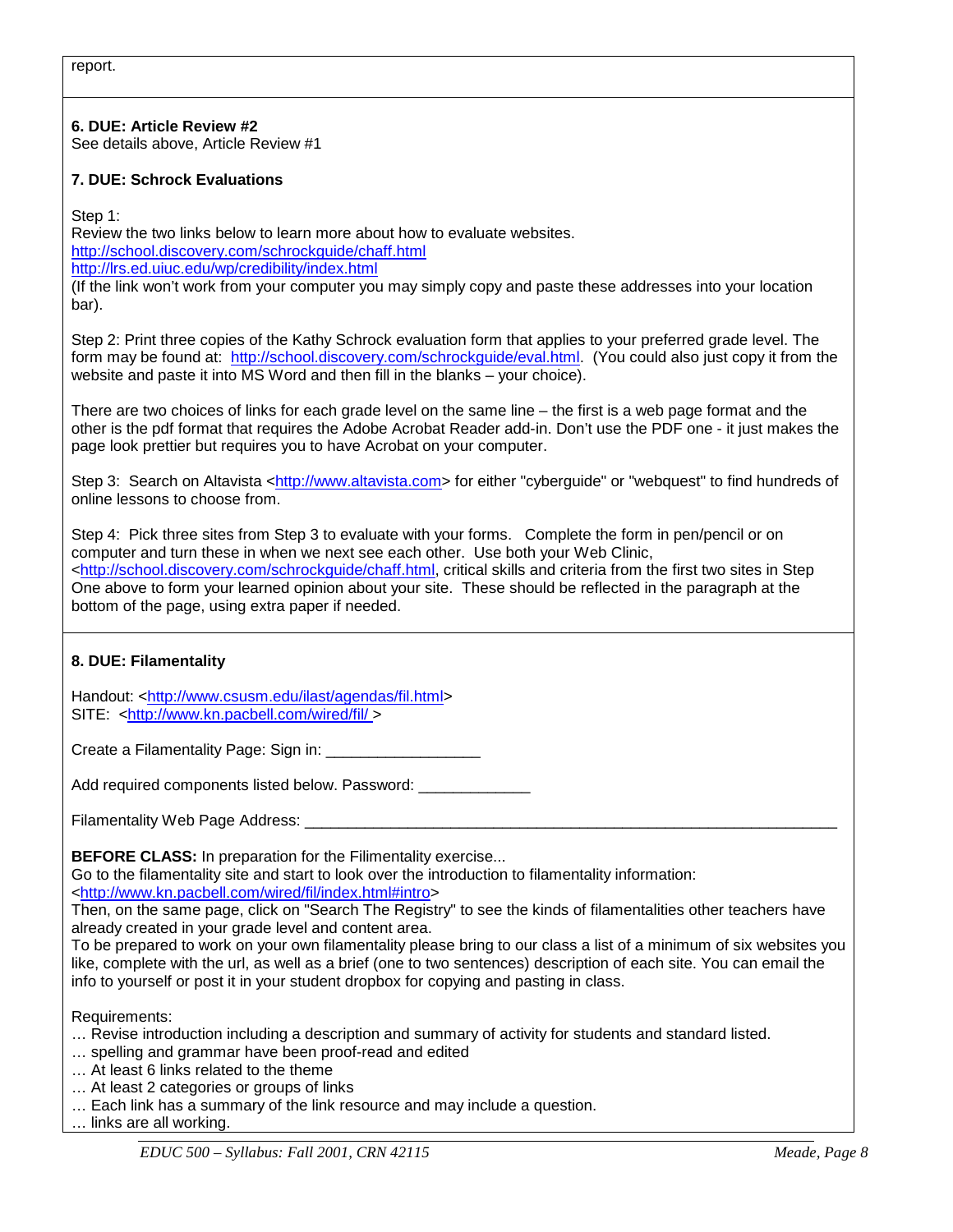report.

**6. DUE: Article Review #2**
See details above, Article Review #1

**7. DUE: Schrock Evaluations**

Step 1:
Review the two links below to learn more about how to evaluate websites.
http://school.discovery.com/schrockguide/chaff.html
http://lrs.ed.uiuc.edu/wp/credibility/index.html
(If the link won't work from your computer you may simply copy and paste these addresses into your location bar).

Step 2: Print three copies of the Kathy Schrock evaluation form that applies to your preferred grade level. The form may be found at: http://school.discovery.com/schrockguide/eval.html. (You could also just copy it from the website and paste it into MS Word and then fill in the blanks – your choice).

There are two choices of links for each grade level on the same line – the first is a web page format and the other is the pdf format that requires the Adobe Acrobat Reader add-in. Don't use the PDF one - it just makes the page look prettier but requires you to have Acrobat on your computer.

Step 3: Search on Altavista <http://www.altavista.com> for either "cyberguide" or "webquest" to find hundreds of online lessons to choose from.

Step 4: Pick three sites from Step 3 to evaluate with your forms. Complete the form in pen/pencil or on computer and turn these in when we next see each other. Use both your Web Clinic, <http://school.discovery.com/schrockguide/chaff.html, critical skills and criteria from the first two sites in Step One above to form your learned opinion about your site. These should be reflected in the paragraph at the bottom of the page, using extra paper if needed.

**8. DUE: Filamentality**

Handout: <http://www.csusm.edu/ilast/agendas/fil.html>
SITE: <http://www.kn.pacbell.com/wired/fil/ >

Create a Filamentality Page: Sign in: __________________

Add required components listed below. Password: _____________

Filamentality Web Page Address: _________________________________________________________________

**BEFORE CLASS:** In preparation for the Filimentality exercise...
Go to the filamentality site and start to look over the introduction to filamentality information:
<http://www.kn.pacbell.com/wired/fil/index.html#intro>
Then, on the same page, click on "Search The Registry" to see the kinds of filamentalities other teachers have already created in your grade level and content area.
To be prepared to work on your own filamentality please bring to our class a list of a minimum of six websites you like, complete with the url, as well as a brief (one to two sentences) description of each site. You can email the info to yourself or post it in your student dropbox for copying and pasting in class.

Requirements:
… Revise introduction including a description and summary of activity for students and standard listed.
… spelling and grammar have been proof-read and edited
… At least 6 links related to the theme
… At least 2 categories or groups of links
… Each link has a summary of the link resource and may include a question.
… links are all working.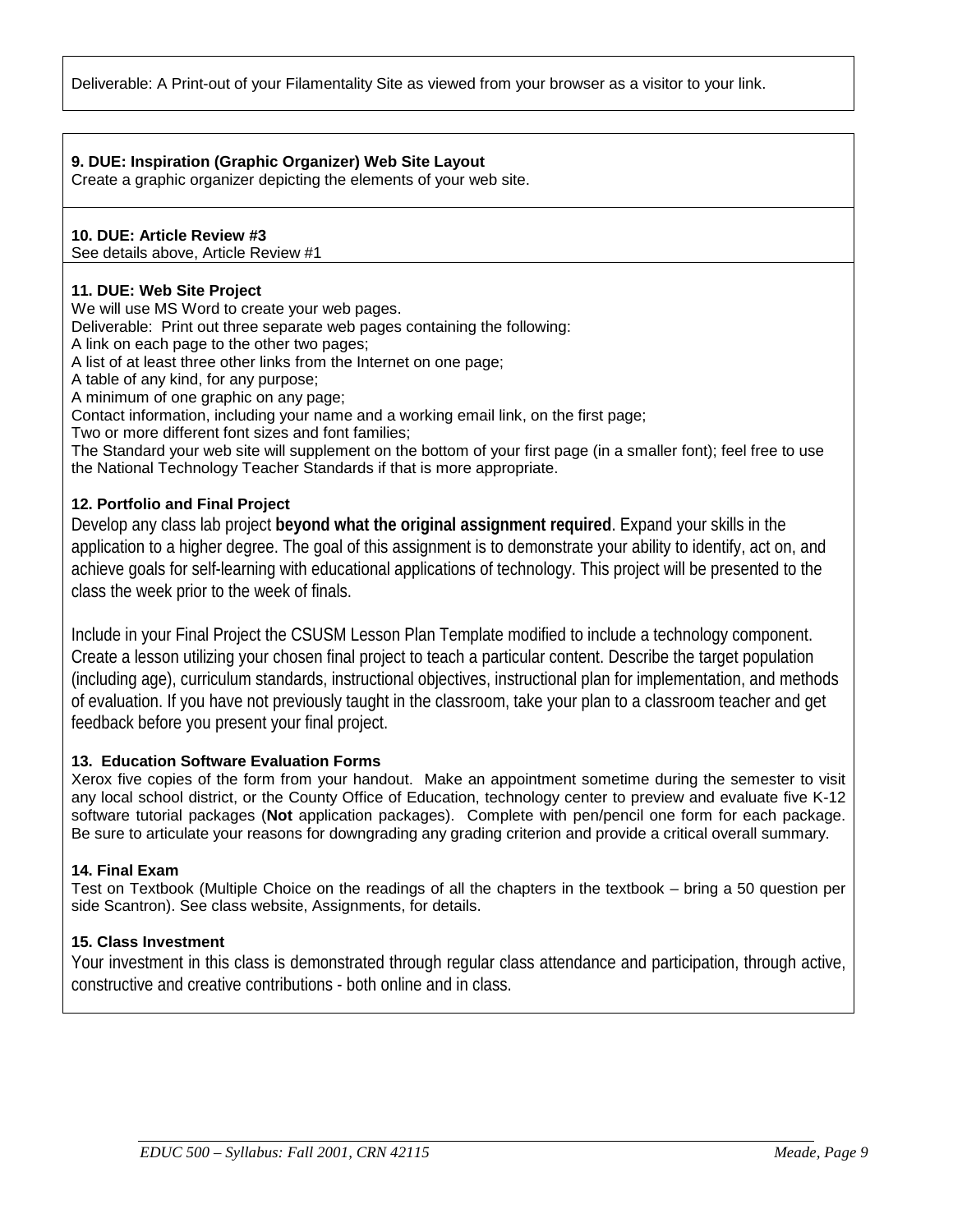Deliverable: A Print-out of your Filamentality Site as viewed from your browser as a visitor to your link.

**9. DUE: Inspiration (Graphic Organizer) Web Site Layout**
Create a graphic organizer depicting the elements of your web site.

**10. DUE: Article Review #3**
See details above, Article Review #1

**11. DUE: Web Site Project**
We will use MS Word to create your web pages.
Deliverable: Print out three separate web pages containing the following:
A link on each page to the other two pages;
A list of at least three other links from the Internet on one page;
A table of any kind, for any purpose;
A minimum of one graphic on any page;
Contact information, including your name and a working email link, on the first page;
Two or more different font sizes and font families;
The Standard your web site will supplement on the bottom of your first page (in a smaller font); feel free to use the National Technology Teacher Standards if that is more appropriate.

**12. Portfolio and Final Project**

Develop any class lab project **beyond what the original assignment required**. Expand your skills in the application to a higher degree. The goal of this assignment is to demonstrate your ability to identify, act on, and achieve goals for self-learning with educational applications of technology. This project will be presented to the class the week prior to the week of finals.

Include in your Final Project the CSUSM Lesson Plan Template modified to include a technology component. Create a lesson utilizing your chosen final project to teach a particular content. Describe the target population (including age), curriculum standards, instructional objectives, instructional plan for implementation, and methods of evaluation. If you have not previously taught in the classroom, take your plan to a classroom teacher and get feedback before you present your final project.

**13. Education Software Evaluation Forms**

Xerox five copies of the form from your handout. Make an appointment sometime during the semester to visit any local school district, or the County Office of Education, technology center to preview and evaluate five K-12 software tutorial packages (**Not** application packages). Complete with pen/pencil one form for each package. Be sure to articulate your reasons for downgrading any grading criterion and provide a critical overall summary.

**14. Final Exam**

Test on Textbook (Multiple Choice on the readings of all the chapters in the textbook – bring a 50 question per side Scantron). See class website, Assignments, for details.

**15. Class Investment**

Your investment in this class is demonstrated through regular class attendance and participation, through active, constructive and creative contributions - both online and in class.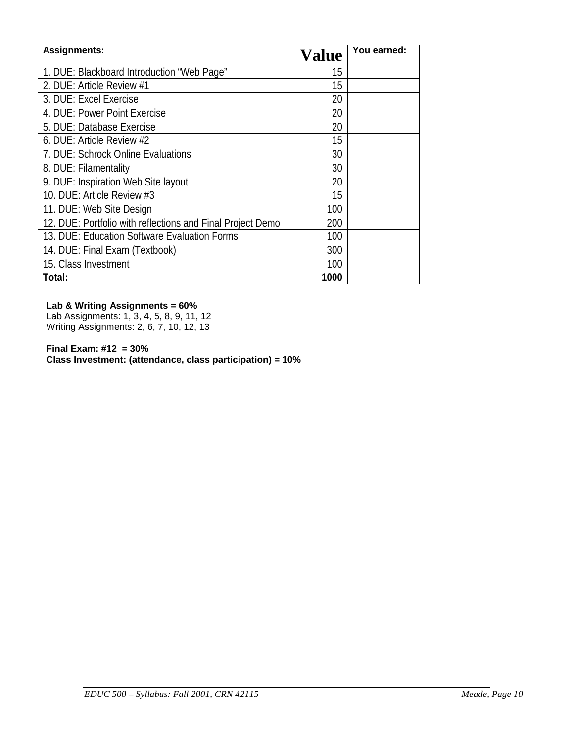| Assignments: | Value | You earned: |
| --- | --- | --- |
| 1. DUE: Blackboard Introduction "Web Page" | 15 | |
| 2. DUE: Article Review #1 | 15 | |
| 3. DUE: Excel Exercise | 20 | |
| 4. DUE: Power Point Exercise | 20 | |
| 5. DUE: Database Exercise | 20 | |
| 6. DUE: Article Review #2 | 15 | |
| 7. DUE: Schrock Online Evaluations | 30 | |
| 8. DUE: Filamentality | 30 | |
| 9. DUE: Inspiration Web Site layout | 20 | |
| 10. DUE: Article Review #3 | 15 | |
| 11. DUE: Web Site Design | 100 | |
| 12. DUE: Portfolio with reflections and Final Project Demo | 200 | |
| 13. DUE: Education Software Evaluation Forms | 100 | |
| 14. DUE: Final Exam (Textbook) | 300 | |
| 15. Class Investment | 100 | |
| **Total:** | **1000** | |

**Lab & Writing Assignments = 60%**
Lab Assignments: 1, 3, 4, 5, 8, 9, 11, 12
Writing Assignments: 2, 6, 7, 10, 12, 13

**Final Exam: #12 = 30%**
**Class Investment: (attendance, class participation) = 10%**